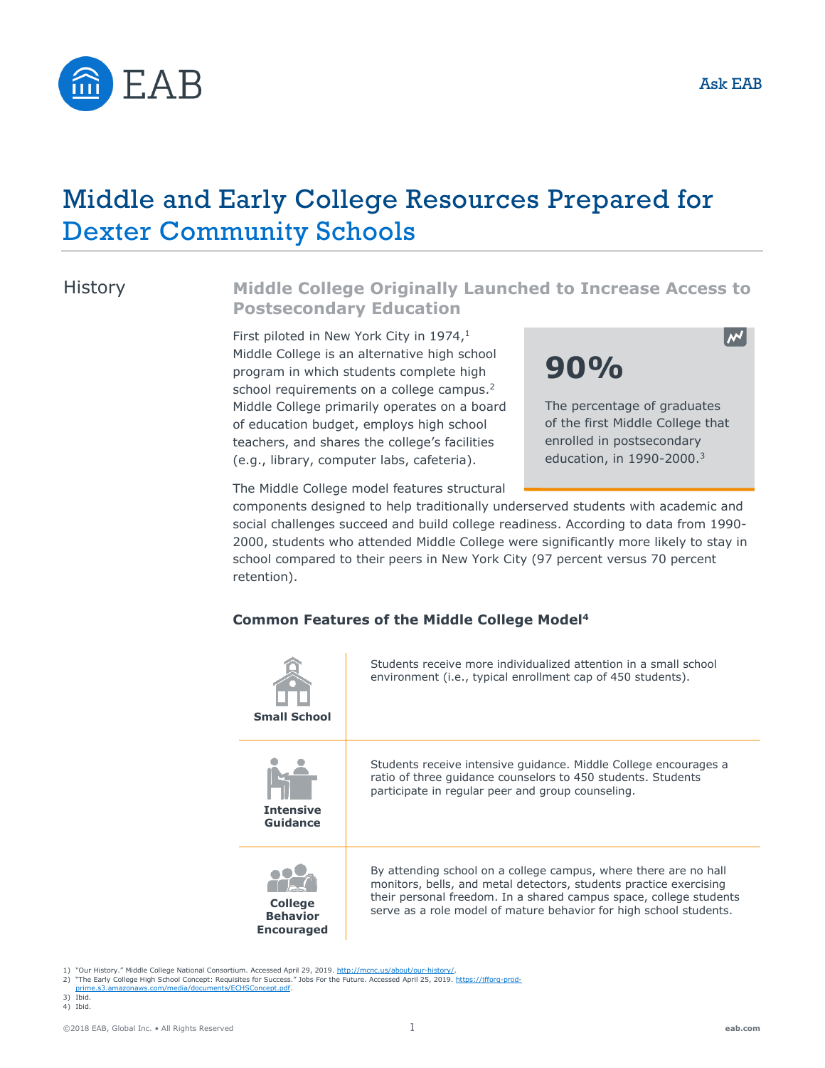# Middle and Early College Resources Prepared for Dexter Community Schools

## History

### Middle College Originally Launched to Increase Access to Postsecondary Education

First piloted in New York City in 1974,[1] Middle College is an alternative high school program in which students complete high school requirements on a college campus.[2] Middle College primarily operates on a board of education budget, employs high school teachers, and shares the college's facilities (e.g., library, computer labs, cafeteria).

**90%**

The percentage of graduates of the first Middle College that enrolled in postsecondary education, in 1990-2000.[3]

The Middle College model features structural components designed to help traditionally underserved students with academic and social challenges succeed and build college readiness. According to data from 1990-2000, students who attended Middle College were significantly more likely to stay in school compared to their peers in New York City (97 percent versus 70 percent retention).

#### Common Features of the Middle College Model[4]

| Feature | Description |
|---|---|
| **Small School** | Students receive more individualized attention in a small school environment (i.e., typical enrollment cap of 450 students). |
| **Intensive Guidance** | Students receive intensive guidance. Middle College encourages a ratio of three guidance counselors to 450 students. Students participate in regular peer and group counseling. |
| **College Behavior Encouraged** | By attending school on a college campus, where there are no hall monitors, bells, and metal detectors, students practice exercising their personal freedom. In a shared campus space, college students serve as a role model of mature behavior for high school students. |

1) "Our History." Middle College National Consortium. Accessed April 29, 2019. http://mcnc.us/about/our-history/.
2) "The Early College High School Concept: Requisites for Success." Jobs For the Future. Accessed April 25, 2019. https://jfforg-prod-prime.s3.amazonaws.com/media/documents/ECHSConcept.pdf.
3) Ibid.
4) Ibid.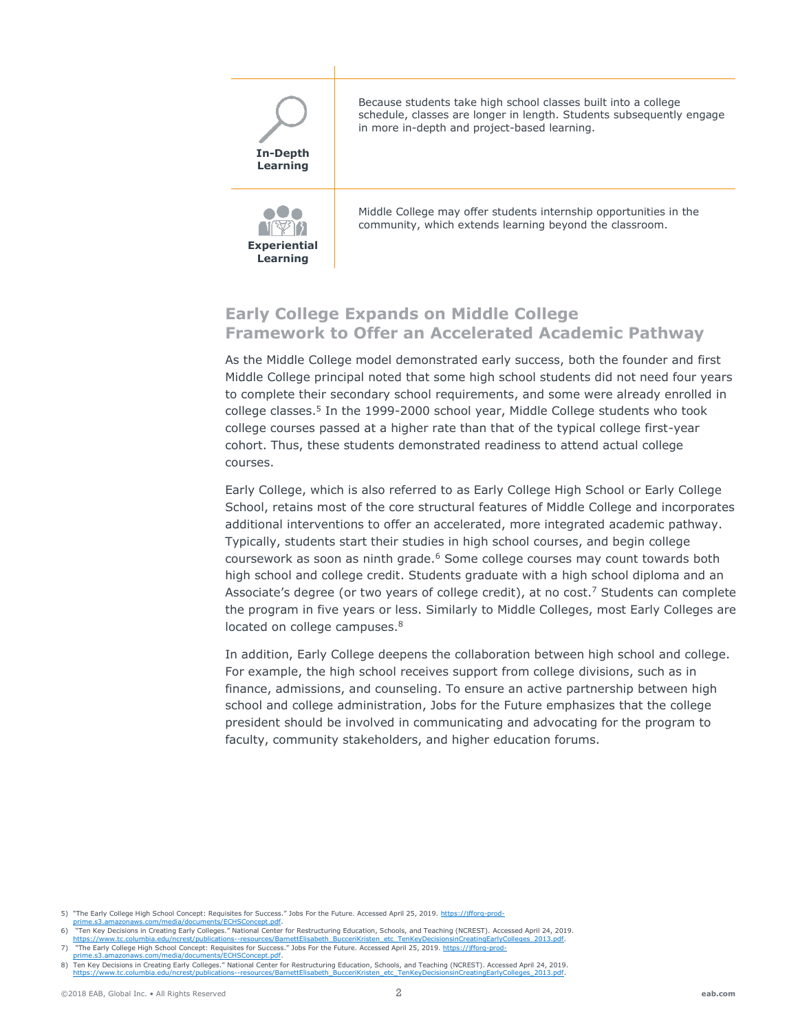| | |
|---|---|
| **In-Depth Learning** | Because students take high school classes built into a college schedule, classes are longer in length. Students subsequently engage in more in-depth and project-based learning. |
| **Experiential Learning** | Middle College may offer students internship opportunities in the community, which extends learning beyond the classroom. |

## Early College Expands on Middle College Framework to Offer an Accelerated Academic Pathway

As the Middle College model demonstrated early success, both the founder and first Middle College principal noted that some high school students did not need four years to complete their secondary school requirements, and some were already enrolled in college classes.[5] In the 1999-2000 school year, Middle College students who took college courses passed at a higher rate than that of the typical college first-year cohort. Thus, these students demonstrated readiness to attend actual college courses.

Early College, which is also referred to as Early College High School or Early College School, retains most of the core structural features of Middle College and incorporates additional interventions to offer an accelerated, more integrated academic pathway. Typically, students start their studies in high school courses, and begin college coursework as soon as ninth grade.[6] Some college courses may count towards both high school and college credit. Students graduate with a high school diploma and an Associate's degree (or two years of college credit), at no cost.[7] Students can complete the program in five years or less. Similarly to Middle Colleges, most Early Colleges are located on college campuses.[8]

In addition, Early College deepens the collaboration between high school and college. For example, the high school receives support from college divisions, such as in finance, admissions, and counseling. To ensure an active partnership between high school and college administration, Jobs for the Future emphasizes that the college president should be involved in communicating and advocating for the program to faculty, community stakeholders, and higher education forums.

5) "The Early College High School Concept: Requisites for Success." Jobs For the Future. Accessed April 25, 2019. https://jfforg-prod-prime.s3.amazonaws.com/media/documents/ECHSConcept.pdf.
6) "Ten Key Decisions in Creating Early Colleges." National Center for Restructuring Education, Schools, and Teaching (NCREST). Accessed April 24, 2019. https://www.tc.columbia.edu/ncrest/publications--resources/BarnettElisabeth_BucceriKristen_etc_TenKeyDecisionsinCreatingEarlyColleges_2013.pdf.
7) "The Early College High School Concept: Requisites for Success." Jobs For the Future. Accessed April 25, 2019. https://jfforg-prod-prime.s3.amazonaws.com/media/documents/ECHSConcept.pdf.
8) Ten Key Decisions in Creating Early Colleges." National Center for Restructuring Education, Schools, and Teaching (NCREST). Accessed April 24, 2019. https://www.tc.columbia.edu/ncrest/publications--resources/BarnettElisabeth_BucceriKristen_etc_TenKeyDecisionsinCreatingEarlyColleges_2013.pdf.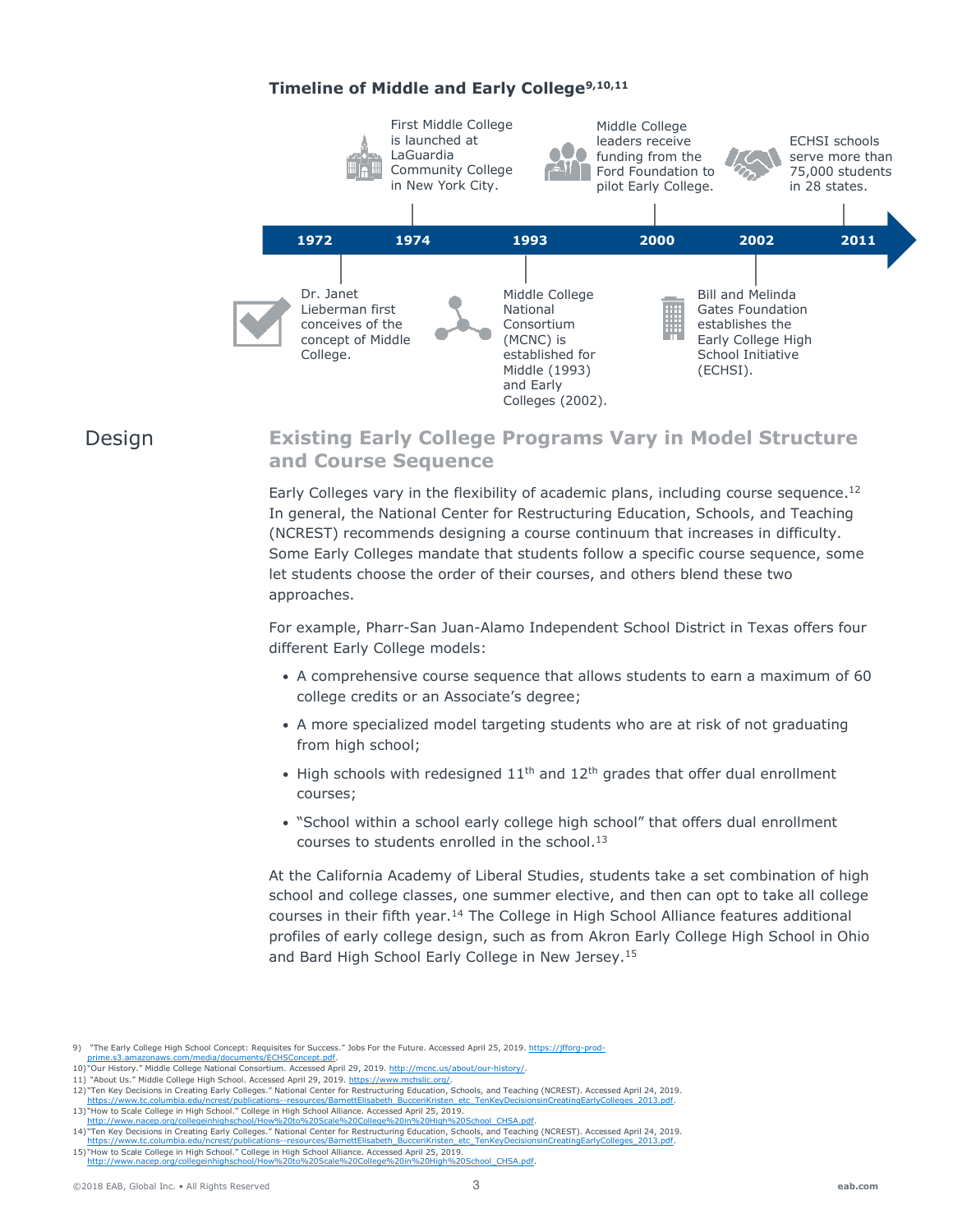### Timeline of Middle and Early College[9,10,11]

- **1972**: Dr. Janet Lieberman first conceives of the concept of Middle College.
- **1974**: First Middle College is launched at LaGuardia Community College in New York City.
- **1993**: Middle College National Consortium (MCNC) is established for Middle (1993) and Early Colleges (2002).
- **2000**: Middle College leaders receive funding from the Ford Foundation to pilot Early College.
- **2002**: Bill and Melinda Gates Foundation establishes the Early College High School Initiative (ECHSI).
- **2011**: ECHSI schools serve more than 75,000 students in 28 states.

## Design

### Existing Early College Programs Vary in Model Structure and Course Sequence

Early Colleges vary in the flexibility of academic plans, including course sequence.[12] In general, the National Center for Restructuring Education, Schools, and Teaching (NCREST) recommends designing a course continuum that increases in difficulty. Some Early Colleges mandate that students follow a specific course sequence, some let students choose the order of their courses, and others blend these two approaches.

For example, Pharr-San Juan-Alamo Independent School District in Texas offers four different Early College models:

- A comprehensive course sequence that allows students to earn a maximum of 60 college credits or an Associate's degree;
- A more specialized model targeting students who are at risk of not graduating from high school;
- High schools with redesigned 11th and 12th grades that offer dual enrollment courses;
- "School within a school early college high school" that offers dual enrollment courses to students enrolled in the school.[13]

At the California Academy of Liberal Studies, students take a set combination of high school and college classes, one summer elective, and then can opt to take all college courses in their fifth year.[14] The College in High School Alliance features additional profiles of early college design, such as from Akron Early College High School in Ohio and Bard High School Early College in New Jersey.[15]

9) "The Early College High School Concept: Requisites for Success." Jobs For the Future. Accessed April 25, 2019. https://jfforg-prod-prime.s3.amazonaws.com/media/documents/ECHSConcept.pdf.
10) "Our History." Middle College National Consortium. Accessed April 29, 2019. http://mcnc.us/about/our-history/.
11) "About Us." Middle College High School. Accessed April 29, 2019. https://www.mchslic.org/.
12) "Ten Key Decisions in Creating Early Colleges." National Center for Restructuring Education, Schools, and Teaching (NCREST). Accessed April 24, 2019. https://www.tc.columbia.edu/ncrest/publications--resources/BarnettElisabeth_BucceriKristen_etc_TenKeyDecisionsinCreatingEarlyColleges_2013.pdf.
13) "How to Scale College in High School." College in High School Alliance. Accessed April 25, 2019. http://www.nacep.org/collegeinhighschool/How%20to%20Scale%20College%20in%20High%20School_CHSA.pdf.
14) "Ten Key Decisions in Creating Early Colleges." National Center for Restructuring Education, Schools, and Teaching (NCREST). Accessed April 24, 2019. https://www.tc.columbia.edu/ncrest/publications--resources/BarnettElisabeth_BucceriKristen_etc_TenKeyDecisionsinCreatingEarlyColleges_2013.pdf.
15) "How to Scale College in High School." College in High School Alliance. Accessed April 25, 2019. http://www.nacep.org/collegeinhighschool/How%20to%20Scale%20College%20in%20High%20School_CHSA.pdf.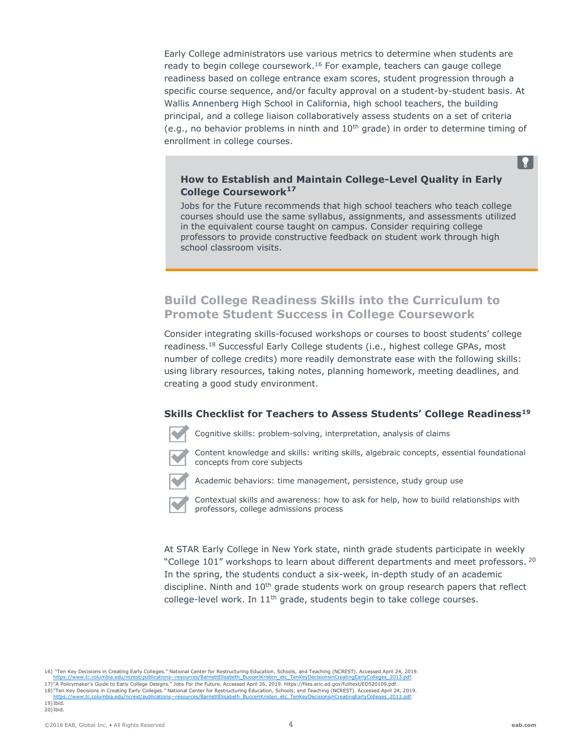Early College administrators use various metrics to determine when students are ready to begin college coursework.[16] For example, teachers can gauge college readiness based on college entrance exam scores, student progression through a specific course sequence, and/or faculty approval on a student-by-student basis. At Wallis Annenberg High School in California, high school teachers, the building principal, and a college liaison collaboratively assess students on a set of criteria (e.g., no behavior problems in ninth and 10th grade) in order to determine timing of enrollment in college courses.

> **How to Establish and Maintain College-Level Quality in Early College Coursework[17]**
>
> Jobs for the Future recommends that high school teachers who teach college courses should use the same syllabus, assignments, and assessments utilized in the equivalent course taught on campus. Consider requiring college professors to provide constructive feedback on student work through high school classroom visits.

## Build College Readiness Skills into the Curriculum to Promote Student Success in College Coursework

Consider integrating skills-focused workshops or courses to boost students' college readiness.[18] Successful Early College students (i.e., highest college GPAs, most number of college credits) more readily demonstrate ease with the following skills: using library resources, taking notes, planning homework, meeting deadlines, and creating a good study environment.

### Skills Checklist for Teachers to Assess Students' College Readiness[19]

- Cognitive skills: problem-solving, interpretation, analysis of claims
- Content knowledge and skills: writing skills, algebraic concepts, essential foundational concepts from core subjects
- Academic behaviors: time management, persistence, study group use
- Contextual skills and awareness: how to ask for help, how to build relationships with professors, college admissions process

At STAR Early College in New York state, ninth grade students participate in weekly "College 101" workshops to learn about different departments and meet professors.[20] In the spring, the students conduct a six-week, in-depth study of an academic discipline. Ninth and 10th grade students work on group research papers that reflect college-level work. In 11th grade, students begin to take college courses.

16) "Ten Key Decisions in Creating Early Colleges." National Center for Restructuring Education, Schools, and Teaching (NCREST). Accessed April 24, 2019. https://www.tc.columbia.edu/ncrest/publications--resources/BarnettElisabeth_BucceriKristen_etc_TenKeyDecisionsinCreatingEarlyColleges_2013.pdf.
17) "A Policymaker's Guide to Early College Designs." Jobs For the Future. Accessed April 26, 2019. https://files.eric.ed.gov/fulltext/ED520109.pdf.
18) "Ten Key Decisions in Creating Early Colleges." National Center for Restructuring Education, Schools, and Teaching (NCREST). Accessed April 24, 2019. https://www.tc.columbia.edu/ncrest/publications--resources/BarnettElisabeth_BucceriKristen_etc_TenKeyDecisionsinCreatingEarlyColleges_2013.pdf.
19) Ibid.
20) Ibid.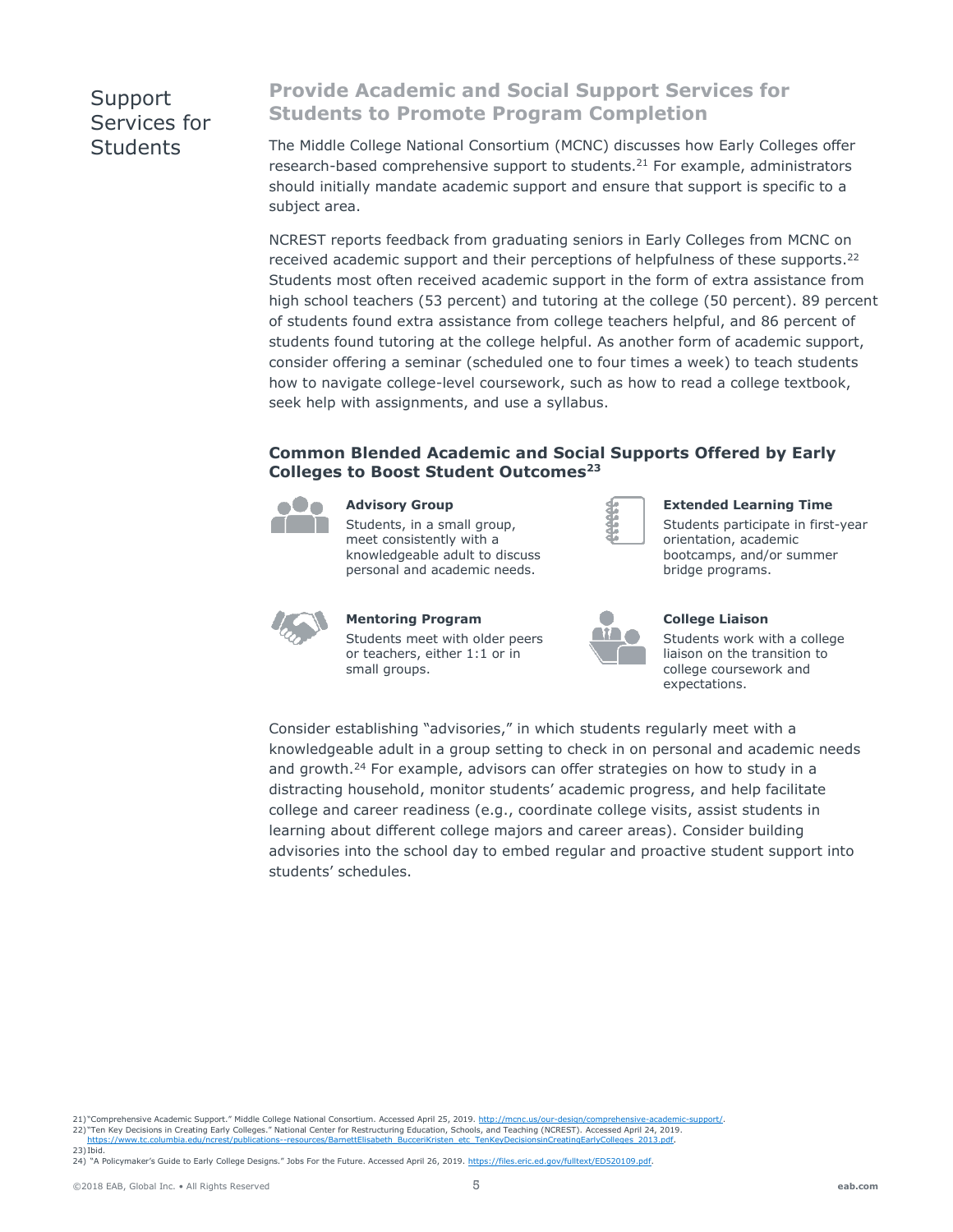## Support Services for Students

### Provide Academic and Social Support Services for Students to Promote Program Completion

The Middle College National Consortium (MCNC) discusses how Early Colleges offer research-based comprehensive support to students.[21] For example, administrators should initially mandate academic support and ensure that support is specific to a subject area.

NCREST reports feedback from graduating seniors in Early Colleges from MCNC on received academic support and their perceptions of helpfulness of these supports.[22] Students most often received academic support in the form of extra assistance from high school teachers (53 percent) and tutoring at the college (50 percent). 89 percent of students found extra assistance from college teachers helpful, and 86 percent of students found tutoring at the college helpful. As another form of academic support, consider offering a seminar (scheduled one to four times a week) to teach students how to navigate college-level coursework, such as how to read a college textbook, seek help with assignments, and use a syllabus.

#### Common Blended Academic and Social Supports Offered by Early Colleges to Boost Student Outcomes[23]

**Advisory Group**
Students, in a small group, meet consistently with a knowledgeable adult to discuss personal and academic needs.

**Extended Learning Time**
Students participate in first-year orientation, academic bootcamps, and/or summer bridge programs.

**Mentoring Program**
Students meet with older peers or teachers, either 1:1 or in small groups.

**College Liaison**
Students work with a college liaison on the transition to college coursework and expectations.

Consider establishing "advisories," in which students regularly meet with a knowledgeable adult in a group setting to check in on personal and academic needs and growth.[24] For example, advisors can offer strategies on how to study in a distracting household, monitor students' academic progress, and help facilitate college and career readiness (e.g., coordinate college visits, assist students in learning about different college majors and career areas). Consider building advisories into the school day to embed regular and proactive student support into students' schedules.

21) "Comprehensive Academic Support." Middle College National Consortium. Accessed April 25, 2019. http://mcnc.us/our-design/comprehensive-academic-support/.
22) "Ten Key Decisions in Creating Early Colleges." National Center for Restructuring Education, Schools, and Teaching (NCREST). Accessed April 24, 2019. https://www.tc.columbia.edu/ncrest/publications--resources/BarnettElisabeth_BucceriKristen_etc_TenKeyDecisionsinCreatingEarlyColleges_2013.pdf.
23) Ibid.
24) "A Policymaker's Guide to Early College Designs." Jobs For the Future. Accessed April 26, 2019. https://files.eric.ed.gov/fulltext/ED520109.pdf.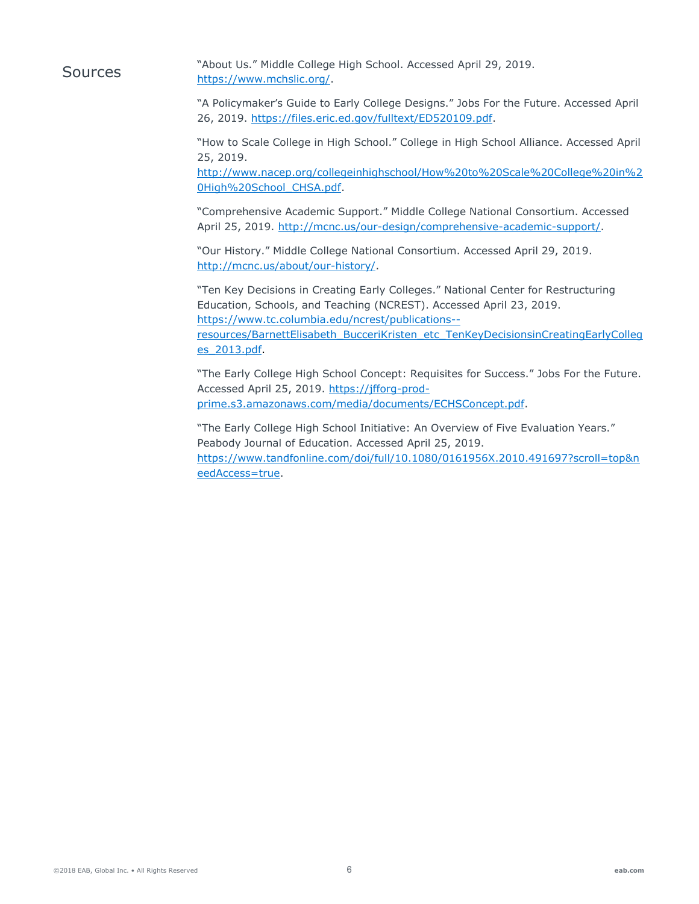## Sources

"About Us." Middle College High School. Accessed April 29, 2019. https://www.mchslic.org/.

"A Policymaker's Guide to Early College Designs." Jobs For the Future. Accessed April 26, 2019. https://files.eric.ed.gov/fulltext/ED520109.pdf.

"How to Scale College in High School." College in High School Alliance. Accessed April 25, 2019. http://www.nacep.org/collegeinhighschool/How%20to%20Scale%20College%20in%20High%20School_CHSA.pdf.

"Comprehensive Academic Support." Middle College National Consortium. Accessed April 25, 2019. http://mcnc.us/our-design/comprehensive-academic-support/.

"Our History." Middle College National Consortium. Accessed April 29, 2019. http://mcnc.us/about/our-history/.

"Ten Key Decisions in Creating Early Colleges." National Center for Restructuring Education, Schools, and Teaching (NCREST). Accessed April 23, 2019. https://www.tc.columbia.edu/ncrest/publications--resources/BarnettElisabeth_BucceriKristen_etc_TenKeyDecisionsinCreatingEarlyColleges_2013.pdf.

"The Early College High School Concept: Requisites for Success." Jobs For the Future. Accessed April 25, 2019. https://jfforg-prod-prime.s3.amazonaws.com/media/documents/ECHSConcept.pdf.

"The Early College High School Initiative: An Overview of Five Evaluation Years." Peabody Journal of Education. Accessed April 25, 2019. https://www.tandfonline.com/doi/full/10.1080/0161956X.2010.491697?scroll=top&needAccess=true.